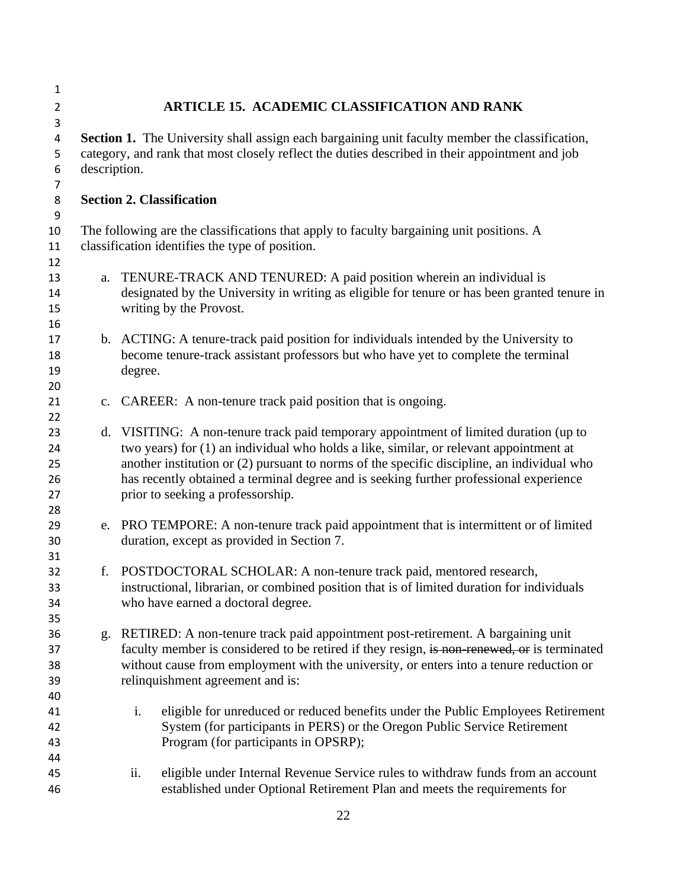# ARTICLE 15. ACADEMIC CLASSIFICATION AND RANK

**Section 1.** The University shall assign each bargaining unit faculty member the classification, category, and rank that most closely reflect the duties described in their appointment and job description.

## Section 2. Classification

The following are the classifications that apply to faculty bargaining unit positions. A classification identifies the type of position.

a. TENURE-TRACK AND TENURED: A paid position wherein an individual is designated by the University in writing as eligible for tenure or has been granted tenure in writing by the Provost.

b. ACTING: A tenure-track paid position for individuals intended by the University to become tenure-track assistant professors but who have yet to complete the terminal degree.

c. CAREER: A non-tenure track paid position that is ongoing.

d. VISITING: A non-tenure track paid temporary appointment of limited duration (up to two years) for (1) an individual who holds a like, similar, or relevant appointment at another institution or (2) pursuant to norms of the specific discipline, an individual who has recently obtained a terminal degree and is seeking further professional experience prior to seeking a professorship.

e. PRO TEMPORE: A non-tenure track paid appointment that is intermittent or of limited duration, except as provided in Section 7.

f. POSTDOCTORAL SCHOLAR: A non-tenure track paid, mentored research, instructional, librarian, or combined position that is of limited duration for individuals who have earned a doctoral degree.

g. RETIRED: A non-tenure track paid appointment post-retirement. A bargaining unit faculty member is considered to be retired if they resign, ~~is non-renewed, or~~ is terminated without cause from employment with the university, or enters into a tenure reduction or relinquishment agreement and is:

   i. eligible for unreduced or reduced benefits under the Public Employees Retirement System (for participants in PERS) or the Oregon Public Service Retirement Program (for participants in OPSRP);

   ii. eligible under Internal Revenue Service rules to withdraw funds from an account established under Optional Retirement Plan and meets the requirements for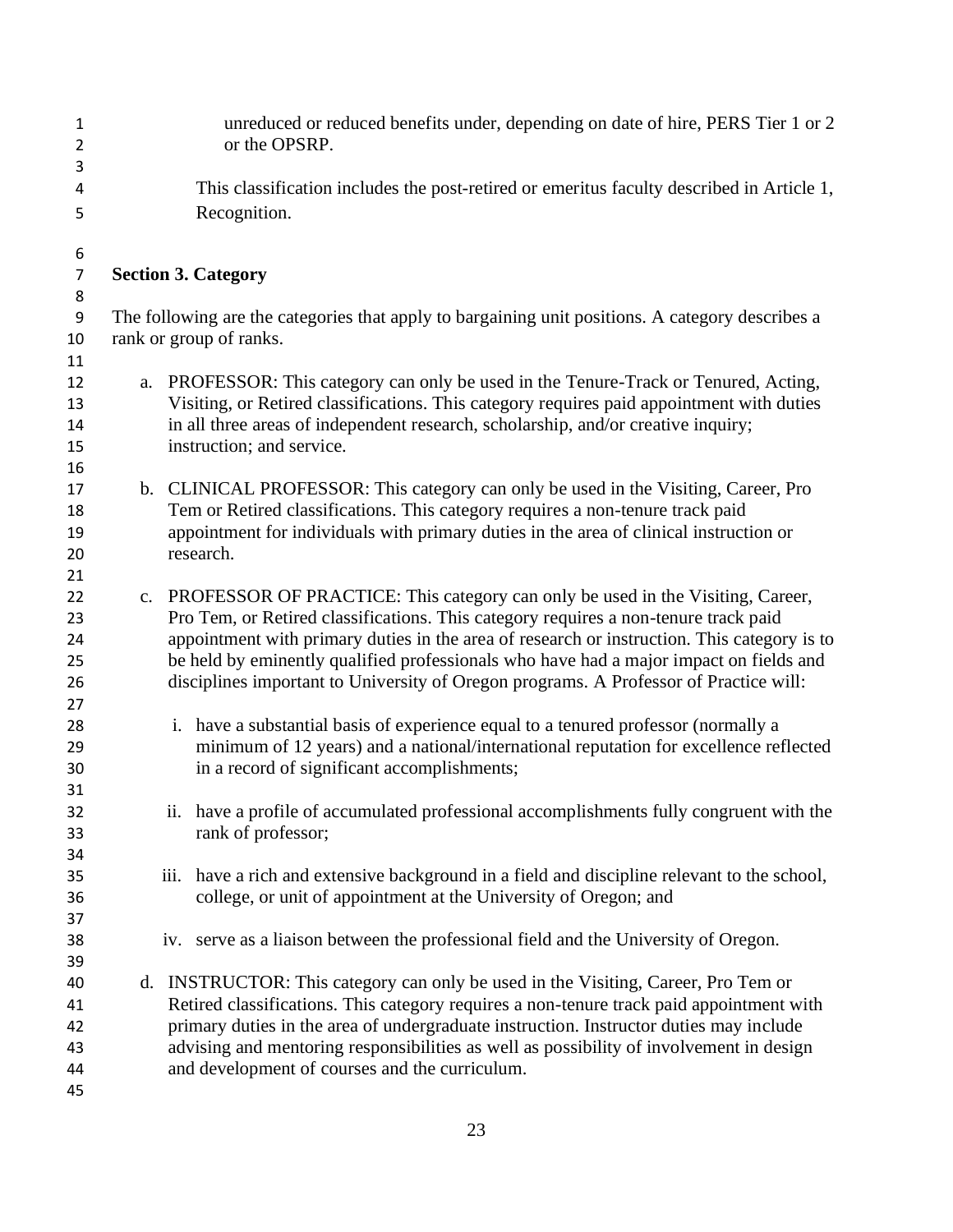unreduced or reduced benefits under, depending on date of hire, PERS Tier 1 or 2 or the OPSRP.

This classification includes the post-retired or emeritus faculty described in Article 1, Recognition.

**Section 3. Category**

The following are the categories that apply to bargaining unit positions. A category describes a rank or group of ranks.

a. PROFESSOR: This category can only be used in the Tenure-Track or Tenured, Acting, Visiting, or Retired classifications. This category requires paid appointment with duties in all three areas of independent research, scholarship, and/or creative inquiry; instruction; and service.

b. CLINICAL PROFESSOR: This category can only be used in the Visiting, Career, Pro Tem or Retired classifications. This category requires a non-tenure track paid appointment for individuals with primary duties in the area of clinical instruction or research.

c. PROFESSOR OF PRACTICE: This category can only be used in the Visiting, Career, Pro Tem, or Retired classifications. This category requires a non-tenure track paid appointment with primary duties in the area of research or instruction. This category is to be held by eminently qualified professionals who have had a major impact on fields and disciplines important to University of Oregon programs. A Professor of Practice will:

   i. have a substantial basis of experience equal to a tenured professor (normally a minimum of 12 years) and a national/international reputation for excellence reflected in a record of significant accomplishments;

   ii. have a profile of accumulated professional accomplishments fully congruent with the rank of professor;

   iii. have a rich and extensive background in a field and discipline relevant to the school, college, or unit of appointment at the University of Oregon; and

   iv. serve as a liaison between the professional field and the University of Oregon.

d. INSTRUCTOR: This category can only be used in the Visiting, Career, Pro Tem or Retired classifications. This category requires a non-tenure track paid appointment with primary duties in the area of undergraduate instruction. Instructor duties may include advising and mentoring responsibilities as well as possibility of involvement in design and development of courses and the curriculum.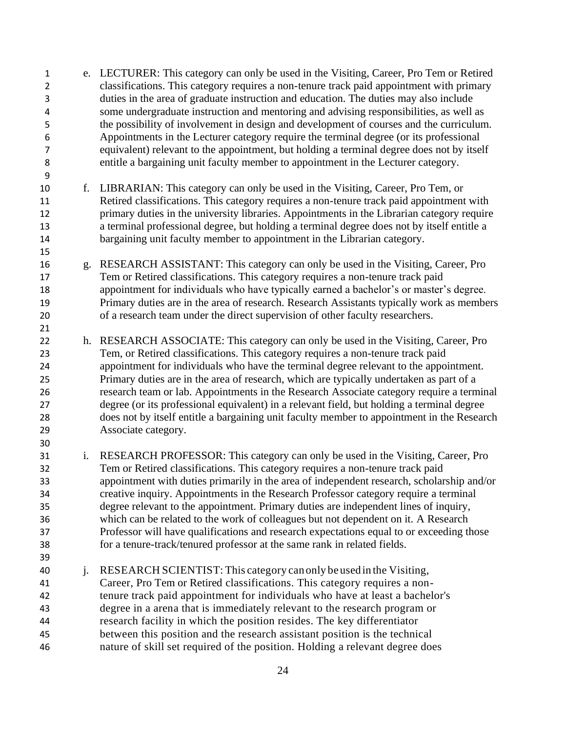e. LECTURER: This category can only be used in the Visiting, Career, Pro Tem or Retired classifications. This category requires a non-tenure track paid appointment with primary duties in the area of graduate instruction and education. The duties may also include some undergraduate instruction and mentoring and advising responsibilities, as well as the possibility of involvement in design and development of courses and the curriculum. Appointments in the Lecturer category require the terminal degree (or its professional equivalent) relevant to the appointment, but holding a terminal degree does not by itself entitle a bargaining unit faculty member to appointment in the Lecturer category.

f. LIBRARIAN: This category can only be used in the Visiting, Career, Pro Tem, or Retired classifications. This category requires a non-tenure track paid appointment with primary duties in the university libraries. Appointments in the Librarian category require a terminal professional degree, but holding a terminal degree does not by itself entitle a bargaining unit faculty member to appointment in the Librarian category.

g. RESEARCH ASSISTANT: This category can only be used in the Visiting, Career, Pro Tem or Retired classifications. This category requires a non-tenure track paid appointment for individuals who have typically earned a bachelor's or master's degree. Primary duties are in the area of research. Research Assistants typically work as members of a research team under the direct supervision of other faculty researchers.

h. RESEARCH ASSOCIATE: This category can only be used in the Visiting, Career, Pro Tem, or Retired classifications. This category requires a non-tenure track paid appointment for individuals who have the terminal degree relevant to the appointment. Primary duties are in the area of research, which are typically undertaken as part of a research team or lab. Appointments in the Research Associate category require a terminal degree (or its professional equivalent) in a relevant field, but holding a terminal degree does not by itself entitle a bargaining unit faculty member to appointment in the Research Associate category.

i. RESEARCH PROFESSOR: This category can only be used in the Visiting, Career, Pro Tem or Retired classifications. This category requires a non-tenure track paid appointment with duties primarily in the area of independent research, scholarship and/or creative inquiry. Appointments in the Research Professor category require a terminal degree relevant to the appointment. Primary duties are independent lines of inquiry, which can be related to the work of colleagues but not dependent on it. A Research Professor will have qualifications and research expectations equal to or exceeding those for a tenure-track/tenured professor at the same rank in related fields.

j. RESEARCH SCIENTIST: This category can only be used in the Visiting, Career, Pro Tem or Retired classifications. This category requires a non-tenure track paid appointment for individuals who have at least a bachelor's degree in a arena that is immediately relevant to the research program or research facility in which the position resides. The key differentiator between this position and the research assistant position is the technical nature of skill set required of the position. Holding a relevant degree does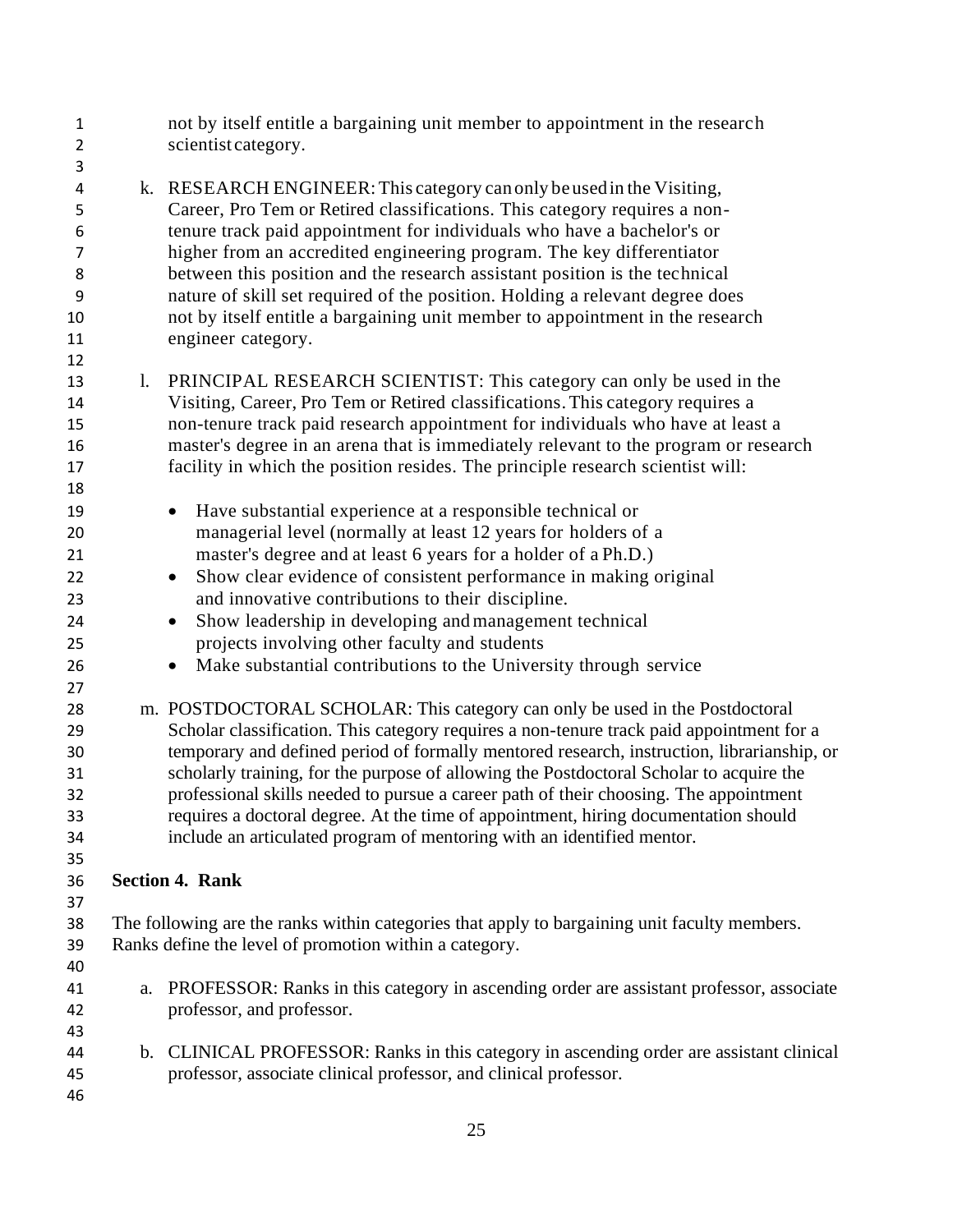not by itself entitle a bargaining unit member to appointment in the research scientist category.

k. RESEARCH ENGINEER: This category can only be used in the Visiting, Career, Pro Tem or Retired classifications. This category requires a non-tenure track paid appointment for individuals who have a bachelor's or higher from an accredited engineering program. The key differentiator between this position and the research assistant position is the technical nature of skill set required of the position. Holding a relevant degree does not by itself entitle a bargaining unit member to appointment in the research engineer category.

l. PRINCIPAL RESEARCH SCIENTIST: This category can only be used in the Visiting, Career, Pro Tem or Retired classifications. This category requires a non-tenure track paid research appointment for individuals who have at least a master's degree in an arena that is immediately relevant to the program or research facility in which the position resides. The principle research scientist will:

    - Have substantial experience at a responsible technical or managerial level (normally at least 12 years for holders of a master's degree and at least 6 years for a holder of a Ph.D.)
    - Show clear evidence of consistent performance in making original and innovative contributions to their discipline.
    - Show leadership in developing and management technical projects involving other faculty and students
    - Make substantial contributions to the University through service

m. POSTDOCTORAL SCHOLAR: This category can only be used in the Postdoctoral Scholar classification. This category requires a non-tenure track paid appointment for a temporary and defined period of formally mentored research, instruction, librarianship, or scholarly training, for the purpose of allowing the Postdoctoral Scholar to acquire the professional skills needed to pursue a career path of their choosing. The appointment requires a doctoral degree. At the time of appointment, hiring documentation should include an articulated program of mentoring with an identified mentor.

**Section 4. Rank**

The following are the ranks within categories that apply to bargaining unit faculty members. Ranks define the level of promotion within a category.

a. PROFESSOR: Ranks in this category in ascending order are assistant professor, associate professor, and professor.

b. CLINICAL PROFESSOR: Ranks in this category in ascending order are assistant clinical professor, associate clinical professor, and clinical professor.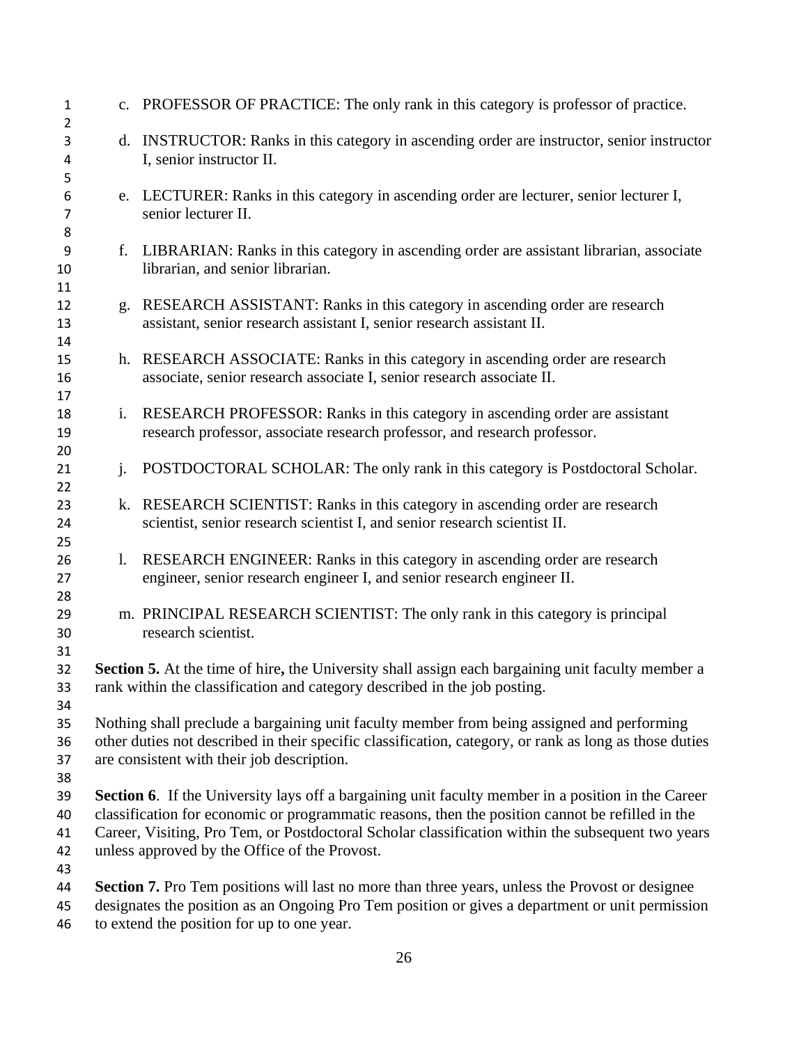c. PROFESSOR OF PRACTICE: The only rank in this category is professor of practice.

d. INSTRUCTOR: Ranks in this category in ascending order are instructor, senior instructor I, senior instructor II.

e. LECTURER: Ranks in this category in ascending order are lecturer, senior lecturer I, senior lecturer II.

f. LIBRARIAN: Ranks in this category in ascending order are assistant librarian, associate librarian, and senior librarian.

g. RESEARCH ASSISTANT: Ranks in this category in ascending order are research assistant, senior research assistant I, senior research assistant II.

h. RESEARCH ASSOCIATE: Ranks in this category in ascending order are research associate, senior research associate I, senior research associate II.

i. RESEARCH PROFESSOR: Ranks in this category in ascending order are assistant research professor, associate research professor, and research professor.

j. POSTDOCTORAL SCHOLAR: The only rank in this category is Postdoctoral Scholar.

k. RESEARCH SCIENTIST: Ranks in this category in ascending order are research scientist, senior research scientist I, and senior research scientist II.

l. RESEARCH ENGINEER: Ranks in this category in ascending order are research engineer, senior research engineer I, and senior research engineer II.

m. PRINCIPAL RESEARCH SCIENTIST: The only rank in this category is principal research scientist.

**Section 5.** At the time of hire**,** the University shall assign each bargaining unit faculty member a rank within the classification and category described in the job posting.

Nothing shall preclude a bargaining unit faculty member from being assigned and performing other duties not described in their specific classification, category, or rank as long as those duties are consistent with their job description.

**Section 6**. If the University lays off a bargaining unit faculty member in a position in the Career classification for economic or programmatic reasons, then the position cannot be refilled in the Career, Visiting, Pro Tem, or Postdoctoral Scholar classification within the subsequent two years unless approved by the Office of the Provost.

**Section 7.** Pro Tem positions will last no more than three years, unless the Provost or designee designates the position as an Ongoing Pro Tem position or gives a department or unit permission to extend the position for up to one year.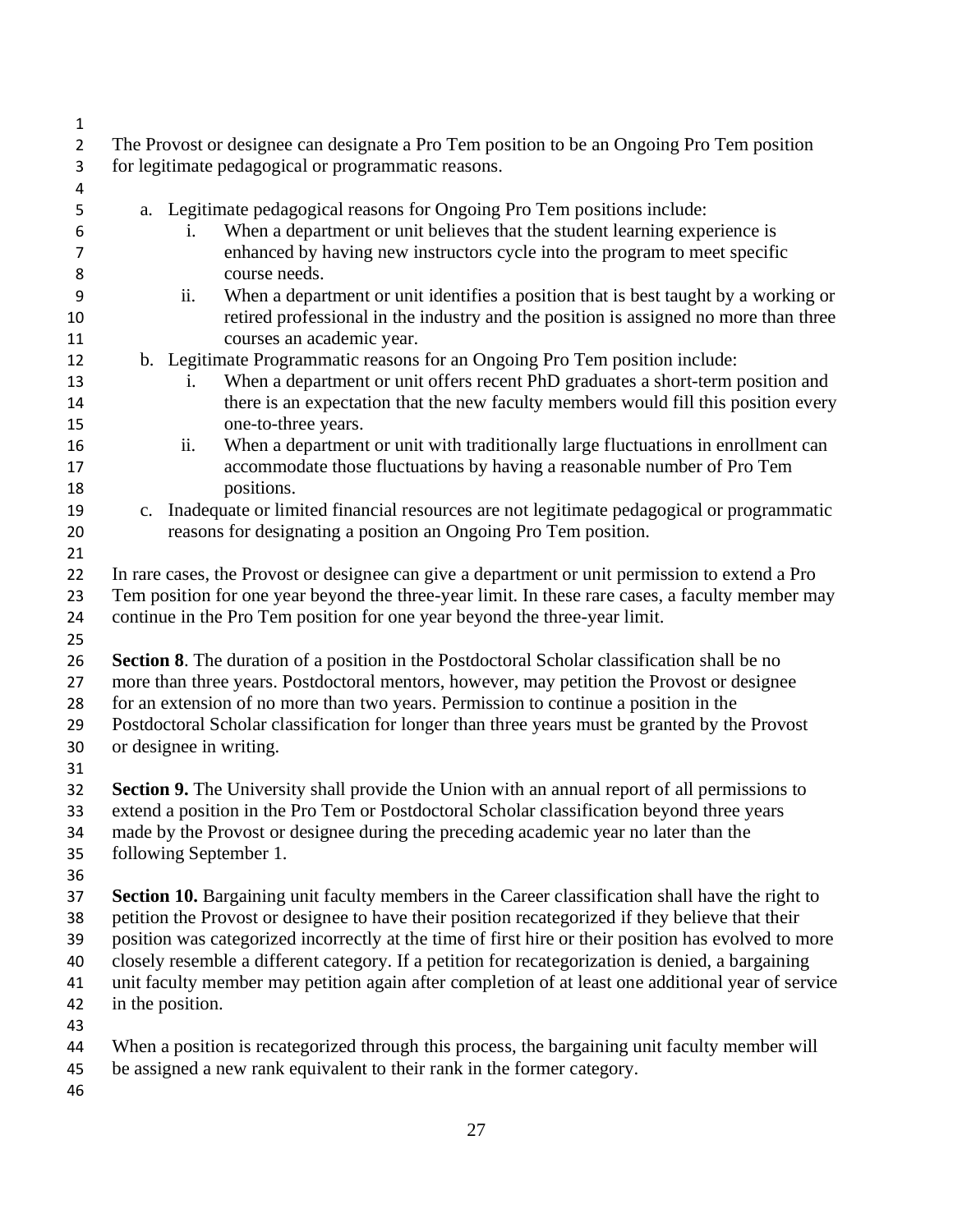The Provost or designee can designate a Pro Tem position to be an Ongoing Pro Tem position for legitimate pedagogical or programmatic reasons.

a. Legitimate pedagogical reasons for Ongoing Pro Tem positions include:
   i. When a department or unit believes that the student learning experience is enhanced by having new instructors cycle into the program to meet specific course needs.
   ii. When a department or unit identifies a position that is best taught by a working or retired professional in the industry and the position is assigned no more than three courses an academic year.

b. Legitimate Programmatic reasons for an Ongoing Pro Tem position include:
   i. When a department or unit offers recent PhD graduates a short-term position and there is an expectation that the new faculty members would fill this position every one-to-three years.
   ii. When a department or unit with traditionally large fluctuations in enrollment can accommodate those fluctuations by having a reasonable number of Pro Tem positions.

c. Inadequate or limited financial resources are not legitimate pedagogical or programmatic reasons for designating a position an Ongoing Pro Tem position.

In rare cases, the Provost or designee can give a department or unit permission to extend a Pro Tem position for one year beyond the three-year limit. In these rare cases, a faculty member may continue in the Pro Tem position for one year beyond the three-year limit.

**Section 8**. The duration of a position in the Postdoctoral Scholar classification shall be no more than three years. Postdoctoral mentors, however, may petition the Provost or designee for an extension of no more than two years. Permission to continue a position in the Postdoctoral Scholar classification for longer than three years must be granted by the Provost or designee in writing.

**Section 9.** The University shall provide the Union with an annual report of all permissions to extend a position in the Pro Tem or Postdoctoral Scholar classification beyond three years made by the Provost or designee during the preceding academic year no later than the following September 1.

**Section 10.** Bargaining unit faculty members in the Career classification shall have the right to petition the Provost or designee to have their position recategorized if they believe that their position was categorized incorrectly at the time of first hire or their position has evolved to more closely resemble a different category. If a petition for recategorization is denied, a bargaining unit faculty member may petition again after completion of at least one additional year of service in the position.

When a position is recategorized through this process, the bargaining unit faculty member will be assigned a new rank equivalent to their rank in the former category.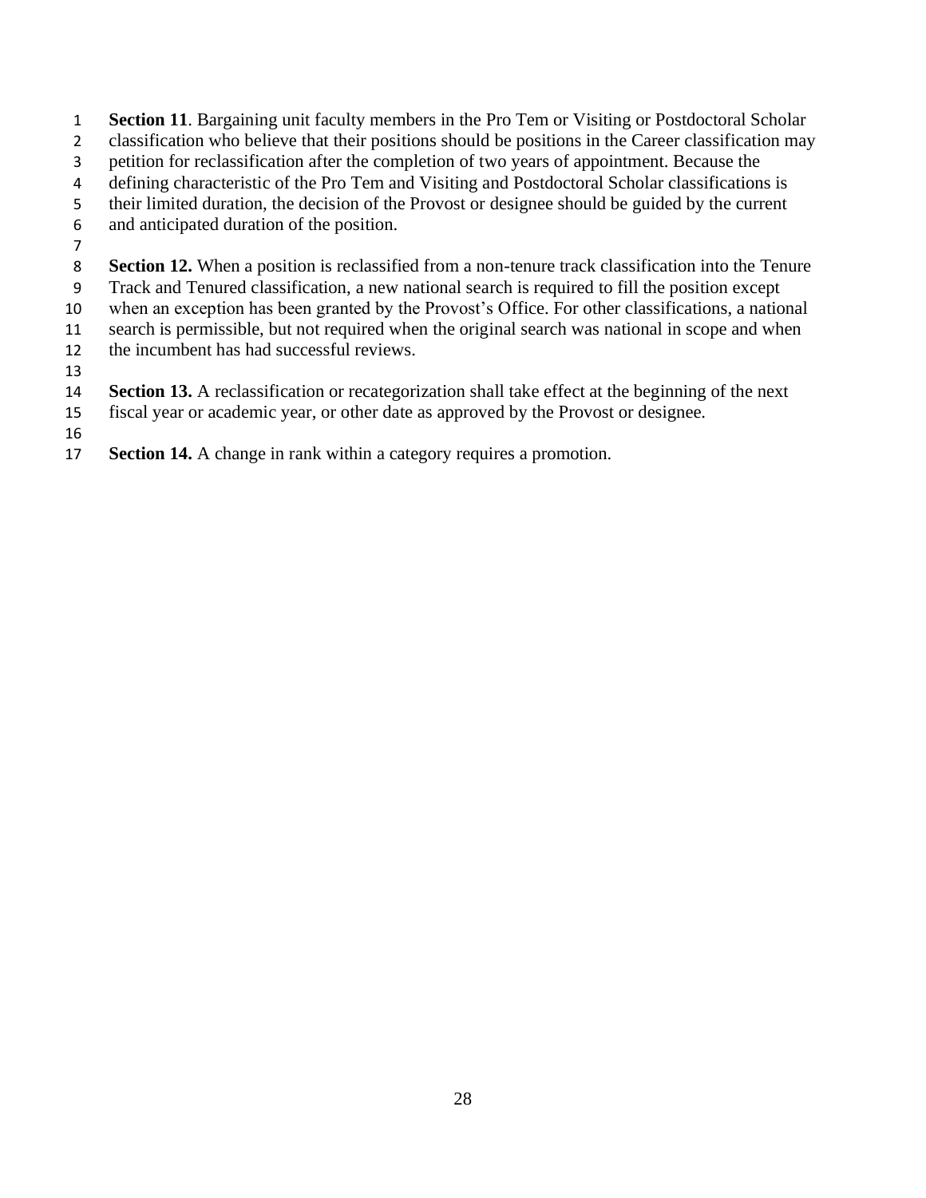**Section 11**. Bargaining unit faculty members in the Pro Tem or Visiting or Postdoctoral Scholar classification who believe that their positions should be positions in the Career classification may petition for reclassification after the completion of two years of appointment. Because the defining characteristic of the Pro Tem and Visiting and Postdoctoral Scholar classifications is their limited duration, the decision of the Provost or designee should be guided by the current and anticipated duration of the position.

**Section 12.** When a position is reclassified from a non-tenure track classification into the Tenure Track and Tenured classification, a new national search is required to fill the position except when an exception has been granted by the Provost's Office. For other classifications, a national search is permissible, but not required when the original search was national in scope and when the incumbent has had successful reviews.

**Section 13.** A reclassification or recategorization shall take effect at the beginning of the next fiscal year or academic year, or other date as approved by the Provost or designee.

**Section 14.** A change in rank within a category requires a promotion.